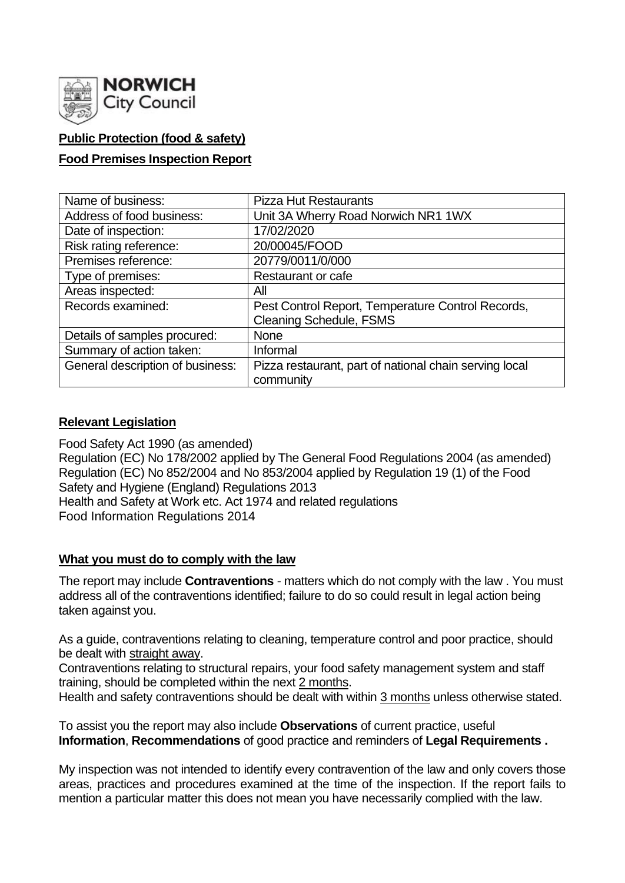**NORWICH City Council**

**Public Protection (food & safety)**

**Food Premises Inspection Report**

| Name of business: | Pizza Hut Restaurants |
|---|---|
| Address of food business: | Unit 3A Wherry Road Norwich NR1 1WX |
| Date of inspection: | 17/02/2020 |
| Risk rating reference: | 20/00045/FOOD |
| Premises reference: | 20779/0011/0/000 |
| Type of premises: | Restaurant or cafe |
| Areas inspected: | All |
| Records examined: | Pest Control Report, Temperature Control Records, Cleaning Schedule, FSMS |
| Details of samples procured: | None |
| Summary of action taken: | Informal |
| General description of business: | Pizza restaurant, part of national chain serving local community |

## Relevant Legislation

Food Safety Act 1990 (as amended)
Regulation (EC) No 178/2002 applied by The General Food Regulations 2004 (as amended)
Regulation (EC) No 852/2004 and No 853/2004 applied by Regulation 19 (1) of the Food Safety and Hygiene (England) Regulations 2013
Health and Safety at Work etc. Act 1974 and related regulations
Food Information Regulations 2014

## What you must do to comply with the law

The report may include **Contraventions** - matters which do not comply with the law . You must address all of the contraventions identified; failure to do so could result in legal action being taken against you.

As a guide, contraventions relating to cleaning, temperature control and poor practice, should be dealt with straight away.
Contraventions relating to structural repairs, your food safety management system and staff training, should be completed within the next 2 months.
Health and safety contraventions should be dealt with within 3 months unless otherwise stated.

To assist you the report may also include **Observations** of current practice, useful **Information**, **Recommendations** of good practice and reminders of **Legal Requirements .**

My inspection was not intended to identify every contravention of the law and only covers those areas, practices and procedures examined at the time of the inspection. If the report fails to mention a particular matter this does not mean you have necessarily complied with the law.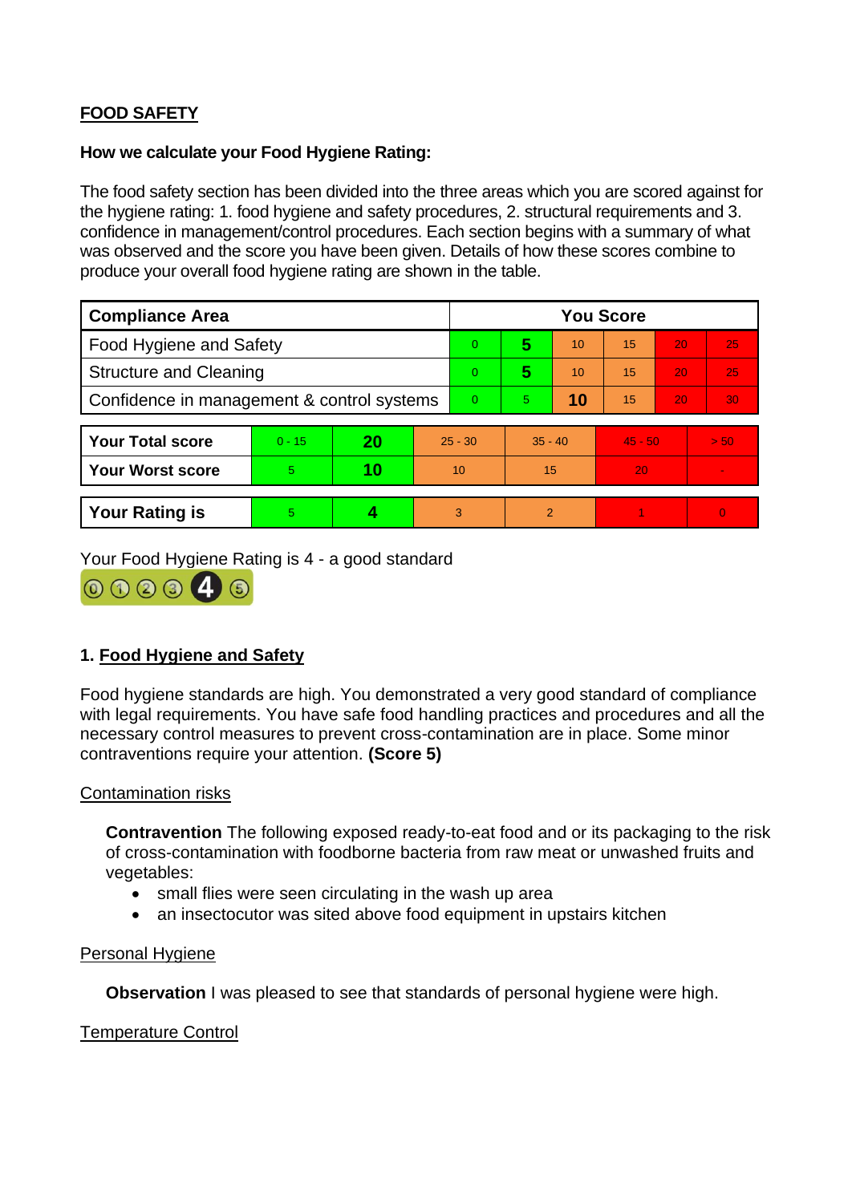**FOOD SAFETY**

**How we calculate your Food Hygiene Rating:**

The food safety section has been divided into the three areas which you are scored against for the hygiene rating: 1. food hygiene and safety procedures, 2. structural requirements and 3. confidence in management/control procedures. Each section begins with a summary of what was observed and the score you have been given. Details of how these scores combine to produce your overall food hygiene rating are shown in the table.

| Compliance Area | You Score | | | | | |
|---|---|---|---|---|---|---|
| Food Hygiene and Safety | 0 | **5** | 10 | 15 | 20 | 25 |
| Structure and Cleaning | 0 | **5** | 10 | 15 | 20 | 25 |
| Confidence in management & control systems | 0 | 5 | **10** | 15 | 20 | 30 |

| | | | | | | |
|---|---|---|---|---|---|---|
| **Your Total score** | 0 - 15 | **20** | 25 - 30 | 35 - 40 | 45 - 50 | > 50 |
| **Your Worst score** | 5 | **10** | 10 | 15 | 20 | - |

| | | | | | | |
|---|---|---|---|---|---|---|
| **Your Rating is** | 5 | **4** | 3 | 2 | 1 | 0 |

Your Food Hygiene Rating is 4 - a good standard

## 1. Food Hygiene and Safety

Food hygiene standards are high. You demonstrated a very good standard of compliance with legal requirements. You have safe food handling practices and procedures and all the necessary control measures to prevent cross-contamination are in place. Some minor contraventions require your attention. **(Score 5)**

### Contamination risks

**Contravention** The following exposed ready-to-eat food and or its packaging to the risk of cross-contamination with foodborne bacteria from raw meat or unwashed fruits and vegetables:

- small flies were seen circulating in the wash up area
- an insectocutor was sited above food equipment in upstairs kitchen

### Personal Hygiene

**Observation** I was pleased to see that standards of personal hygiene were high.

### Temperature Control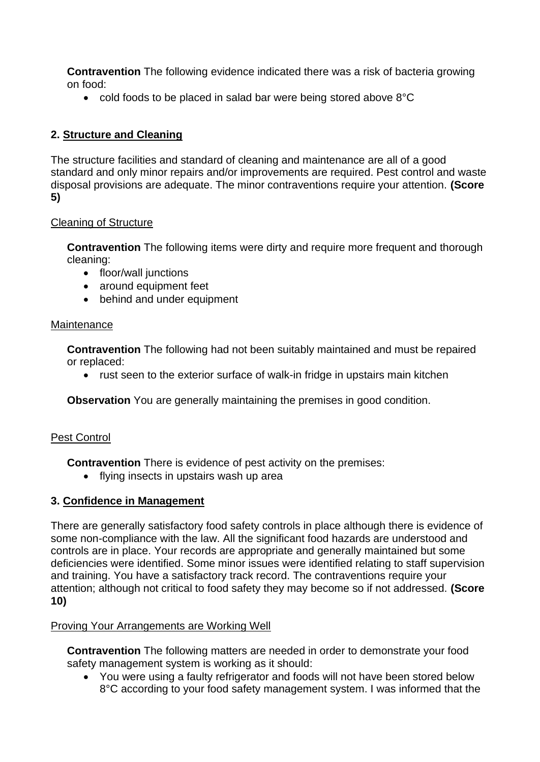**Contravention** The following evidence indicated there was a risk of bacteria growing on food:

- cold foods to be placed in salad bar were being stored above 8°C

## 2. Structure and Cleaning

The structure facilities and standard of cleaning and maintenance are all of a good standard and only minor repairs and/or improvements are required. Pest control and waste disposal provisions are adequate. The minor contraventions require your attention. **(Score 5)**

### Cleaning of Structure

**Contravention** The following items were dirty and require more frequent and thorough cleaning:

- floor/wall junctions
- around equipment feet
- behind and under equipment

### Maintenance

**Contravention** The following had not been suitably maintained and must be repaired or replaced:

- rust seen to the exterior surface of walk-in fridge in upstairs main kitchen

**Observation** You are generally maintaining the premises in good condition.

### Pest Control

**Contravention** There is evidence of pest activity on the premises:

- flying insects in upstairs wash up area

## 3. Confidence in Management

There are generally satisfactory food safety controls in place although there is evidence of some non-compliance with the law. All the significant food hazards are understood and controls are in place. Your records are appropriate and generally maintained but some deficiencies were identified. Some minor issues were identified relating to staff supervision and training. You have a satisfactory track record. The contraventions require your attention; although not critical to food safety they may become so if not addressed. **(Score 10)**

### Proving Your Arrangements are Working Well

**Contravention** The following matters are needed in order to demonstrate your food safety management system is working as it should:

- You were using a faulty refrigerator and foods will not have been stored below 8°C according to your food safety management system. I was informed that the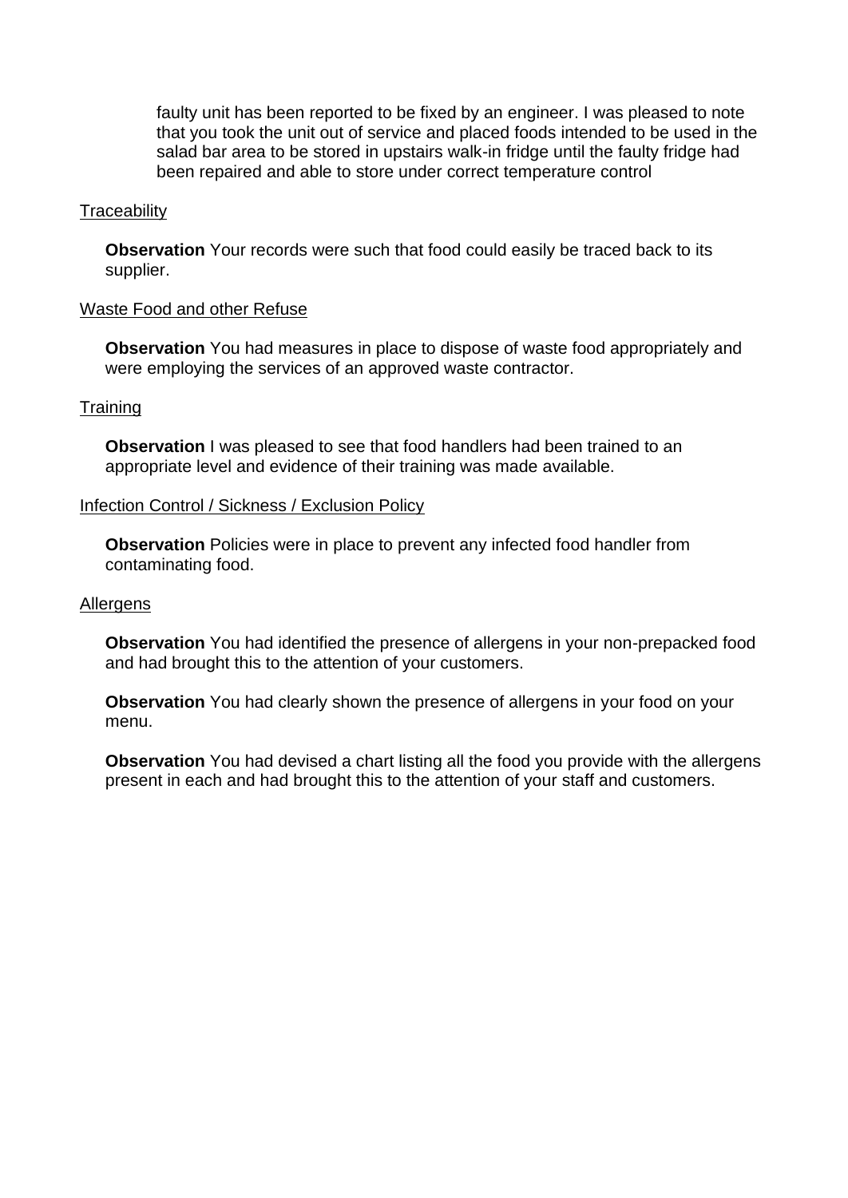faulty unit has been reported to be fixed by an engineer. I was pleased to note that you took the unit out of service and placed foods intended to be used in the salad bar area to be stored in upstairs walk-in fridge until the faulty fridge had been repaired and able to store under correct temperature control

Traceability

**Observation** Your records were such that food could easily be traced back to its supplier.

Waste Food and other Refuse

**Observation** You had measures in place to dispose of waste food appropriately and were employing the services of an approved waste contractor.

Training

**Observation** I was pleased to see that food handlers had been trained to an appropriate level and evidence of their training was made available.

Infection Control / Sickness / Exclusion Policy

**Observation** Policies were in place to prevent any infected food handler from contaminating food.

Allergens

**Observation** You had identified the presence of allergens in your non-prepacked food and had brought this to the attention of your customers.

**Observation** You had clearly shown the presence of allergens in your food on your menu.

**Observation** You had devised a chart listing all the food you provide with the allergens present in each and had brought this to the attention of your staff and customers.